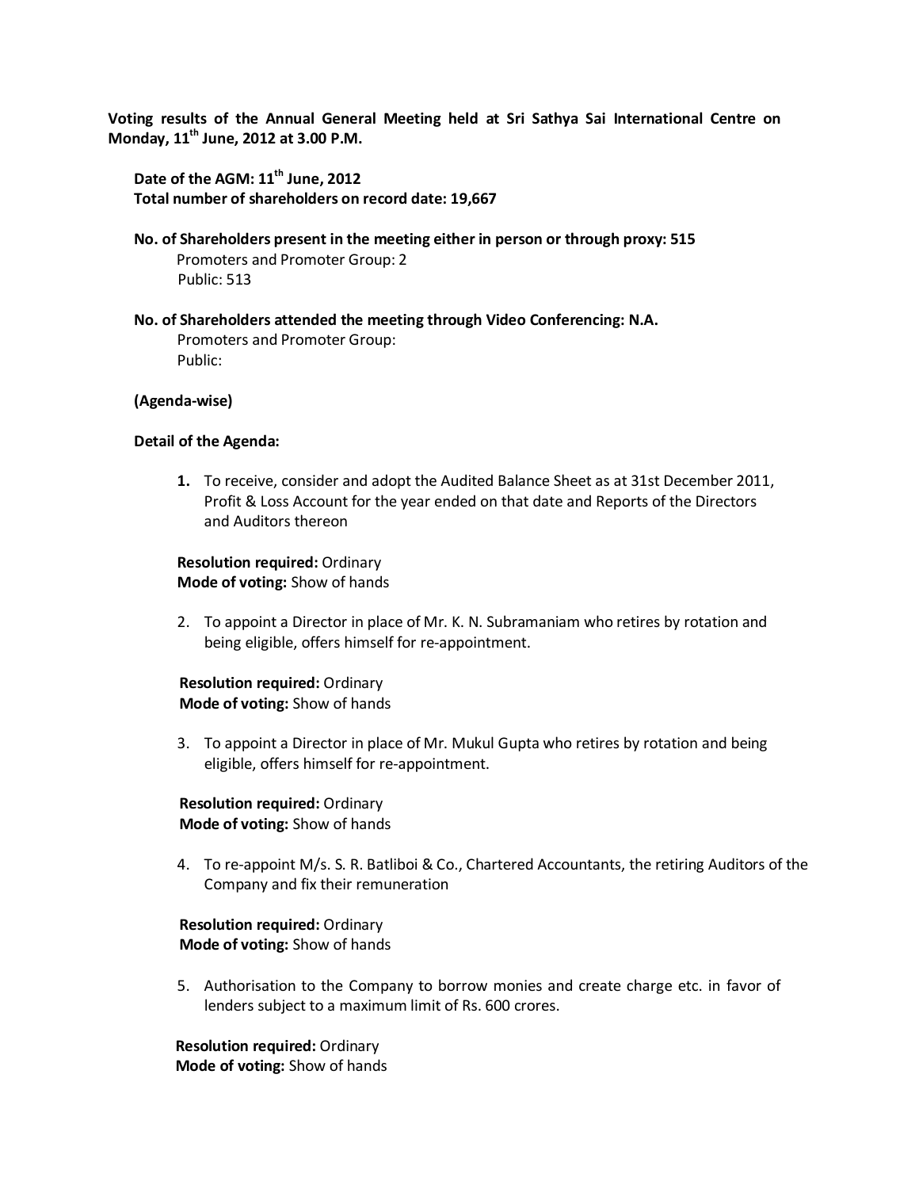**Voting results of the Annual General Meeting held at Sri Sathya Sai International Centre on Monday, 11th June, 2012 at 3.00 P.M.**

**Date of the AGM: 11th June, 2012**
**Total number of shareholders on record date: 19,667**

**No. of Shareholders present in the meeting either in person or through proxy: 515**
Promoters and Promoter Group: 2
Public: 513

**No. of Shareholders attended the meeting through Video Conferencing: N.A.**
Promoters and Promoter Group:
Public:

**(Agenda-wise)**

**Detail of the Agenda:**

1. To receive, consider and adopt the Audited Balance Sheet as at 31st December 2011, Profit & Loss Account for the year ended on that date and Reports of the Directors and Auditors thereon

**Resolution required:** Ordinary
**Mode of voting:** Show of hands

2. To appoint a Director in place of Mr. K. N. Subramaniam who retires by rotation and being eligible, offers himself for re-appointment.

**Resolution required:** Ordinary
**Mode of voting:** Show of hands

3. To appoint a Director in place of Mr. Mukul Gupta who retires by rotation and being eligible, offers himself for re-appointment.

**Resolution required:** Ordinary
**Mode of voting:** Show of hands

4. To re-appoint M/s. S. R. Batliboi & Co., Chartered Accountants, the retiring Auditors of the Company and fix their remuneration

**Resolution required:** Ordinary
**Mode of voting:** Show of hands

5. Authorisation to the Company to borrow monies and create charge etc. in favor of lenders subject to a maximum limit of Rs. 600 crores.

**Resolution required:** Ordinary
**Mode of voting:** Show of hands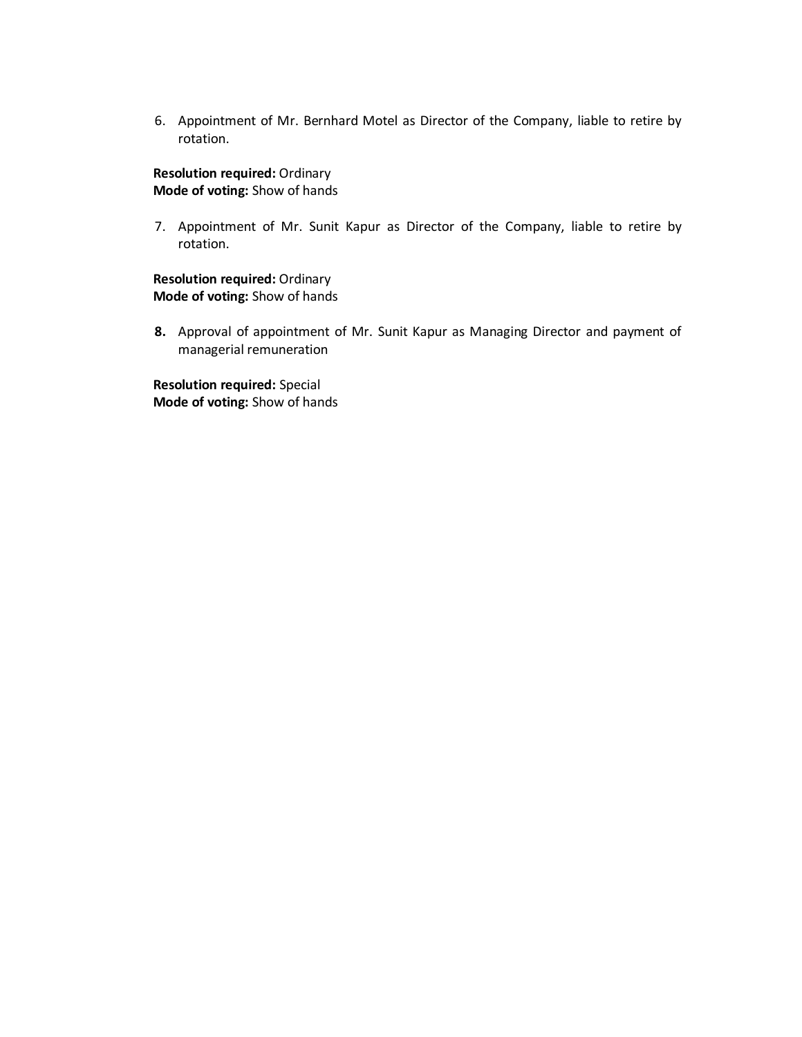6. Appointment of Mr. Bernhard Motel as Director of the Company, liable to retire by rotation.

**Resolution required:** Ordinary
**Mode of voting:** Show of hands

7. Appointment of Mr. Sunit Kapur as Director of the Company, liable to retire by rotation.

**Resolution required:** Ordinary
**Mode of voting:** Show of hands

**8.** Approval of appointment of Mr. Sunit Kapur as Managing Director and payment of managerial remuneration

**Resolution required:** Special
**Mode of voting:** Show of hands